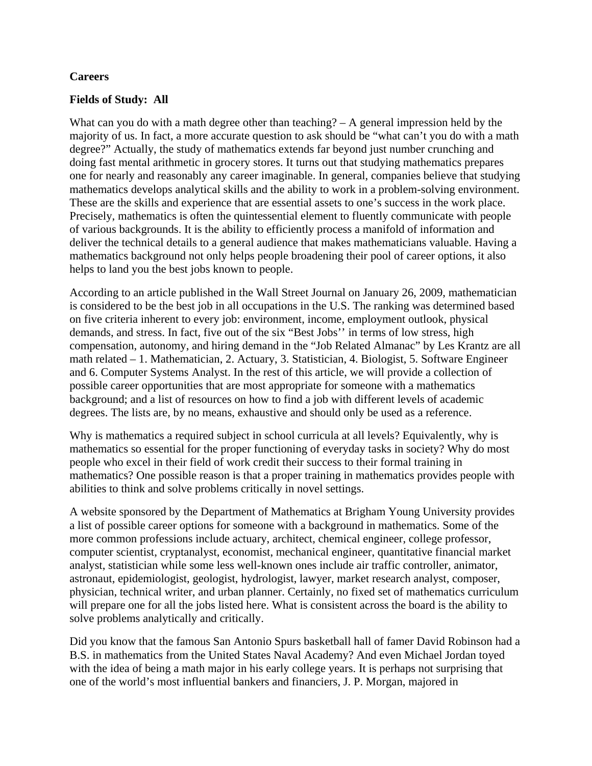**Careers**

**Fields of Study: All**

What can you do with a math degree other than teaching? – A general impression held by the majority of us. In fact, a more accurate question to ask should be "what can't you do with a math degree?" Actually, the study of mathematics extends far beyond just number crunching and doing fast mental arithmetic in grocery stores. It turns out that studying mathematics prepares one for nearly and reasonably any career imaginable. In general, companies believe that studying mathematics develops analytical skills and the ability to work in a problem-solving environment. These are the skills and experience that are essential assets to one's success in the work place. Precisely, mathematics is often the quintessential element to fluently communicate with people of various backgrounds. It is the ability to efficiently process a manifold of information and deliver the technical details to a general audience that makes mathematicians valuable. Having a mathematics background not only helps people broadening their pool of career options, it also helps to land you the best jobs known to people.

According to an article published in the Wall Street Journal on January 26, 2009, mathematician is considered to be the best job in all occupations in the U.S. The ranking was determined based on five criteria inherent to every job: environment, income, employment outlook, physical demands, and stress. In fact, five out of the six "Best Jobs'' in terms of low stress, high compensation, autonomy, and hiring demand in the "Job Related Almanac" by Les Krantz are all math related – 1. Mathematician, 2. Actuary, 3. Statistician, 4. Biologist, 5. Software Engineer and 6. Computer Systems Analyst. In the rest of this article, we will provide a collection of possible career opportunities that are most appropriate for someone with a mathematics background; and a list of resources on how to find a job with different levels of academic degrees. The lists are, by no means, exhaustive and should only be used as a reference.

Why is mathematics a required subject in school curricula at all levels? Equivalently, why is mathematics so essential for the proper functioning of everyday tasks in society? Why do most people who excel in their field of work credit their success to their formal training in mathematics? One possible reason is that a proper training in mathematics provides people with abilities to think and solve problems critically in novel settings.

A website sponsored by the Department of Mathematics at Brigham Young University provides a list of possible career options for someone with a background in mathematics. Some of the more common professions include actuary, architect, chemical engineer, college professor, computer scientist, cryptanalyst, economist, mechanical engineer, quantitative financial market analyst, statistician while some less well-known ones include air traffic controller, animator, astronaut, epidemiologist, geologist, hydrologist, lawyer, market research analyst, composer, physician, technical writer, and urban planner. Certainly, no fixed set of mathematics curriculum will prepare one for all the jobs listed here. What is consistent across the board is the ability to solve problems analytically and critically.

Did you know that the famous San Antonio Spurs basketball hall of famer David Robinson had a B.S. in mathematics from the United States Naval Academy? And even Michael Jordan toyed with the idea of being a math major in his early college years. It is perhaps not surprising that one of the world's most influential bankers and financiers, J. P. Morgan, majored in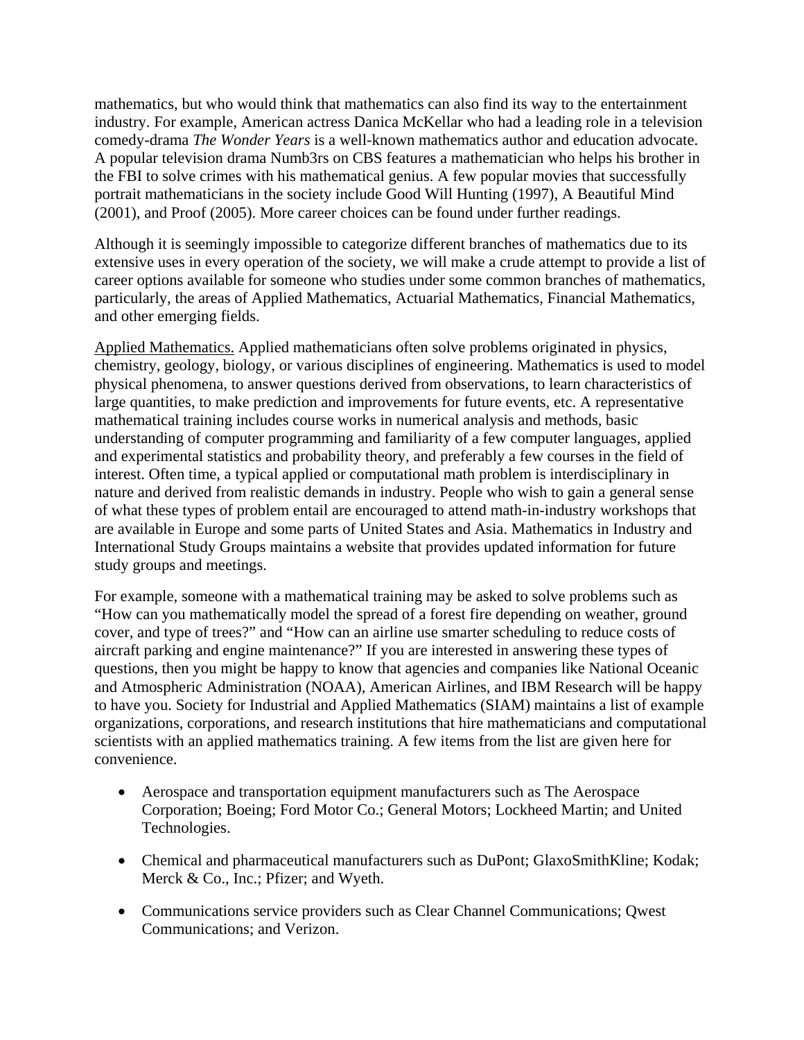mathematics, but who would think that mathematics can also find its way to the entertainment industry. For example, American actress Danica McKellar who had a leading role in a television comedy-drama *The Wonder Years* is a well-known mathematics author and education advocate. A popular television drama Numb3rs on CBS features a mathematician who helps his brother in the FBI to solve crimes with his mathematical genius. A few popular movies that successfully portrait mathematicians in the society include Good Will Hunting (1997), A Beautiful Mind (2001), and Proof (2005). More career choices can be found under further readings.

Although it is seemingly impossible to categorize different branches of mathematics due to its extensive uses in every operation of the society, we will make a crude attempt to provide a list of career options available for someone who studies under some common branches of mathematics, particularly, the areas of Applied Mathematics, Actuarial Mathematics, Financial Mathematics, and other emerging fields.

<u>Applied Mathematics.</u> Applied mathematicians often solve problems originated in physics, chemistry, geology, biology, or various disciplines of engineering. Mathematics is used to model physical phenomena, to answer questions derived from observations, to learn characteristics of large quantities, to make prediction and improvements for future events, etc. A representative mathematical training includes course works in numerical analysis and methods, basic understanding of computer programming and familiarity of a few computer languages, applied and experimental statistics and probability theory, and preferably a few courses in the field of interest. Often time, a typical applied or computational math problem is interdisciplinary in nature and derived from realistic demands in industry. People who wish to gain a general sense of what these types of problem entail are encouraged to attend math-in-industry workshops that are available in Europe and some parts of United States and Asia. Mathematics in Industry and International Study Groups maintains a website that provides updated information for future study groups and meetings.

For example, someone with a mathematical training may be asked to solve problems such as "How can you mathematically model the spread of a forest fire depending on weather, ground cover, and type of trees?" and "How can an airline use smarter scheduling to reduce costs of aircraft parking and engine maintenance?" If you are interested in answering these types of questions, then you might be happy to know that agencies and companies like National Oceanic and Atmospheric Administration (NOAA), American Airlines, and IBM Research will be happy to have you. Society for Industrial and Applied Mathematics (SIAM) maintains a list of example organizations, corporations, and research institutions that hire mathematicians and computational scientists with an applied mathematics training. A few items from the list are given here for convenience.

- Aerospace and transportation equipment manufacturers such as The Aerospace Corporation; Boeing; Ford Motor Co.; General Motors; Lockheed Martin; and United Technologies.
- Chemical and pharmaceutical manufacturers such as DuPont; GlaxoSmithKline; Kodak; Merck & Co., Inc.; Pfizer; and Wyeth.
- Communications service providers such as Clear Channel Communications; Qwest Communications; and Verizon.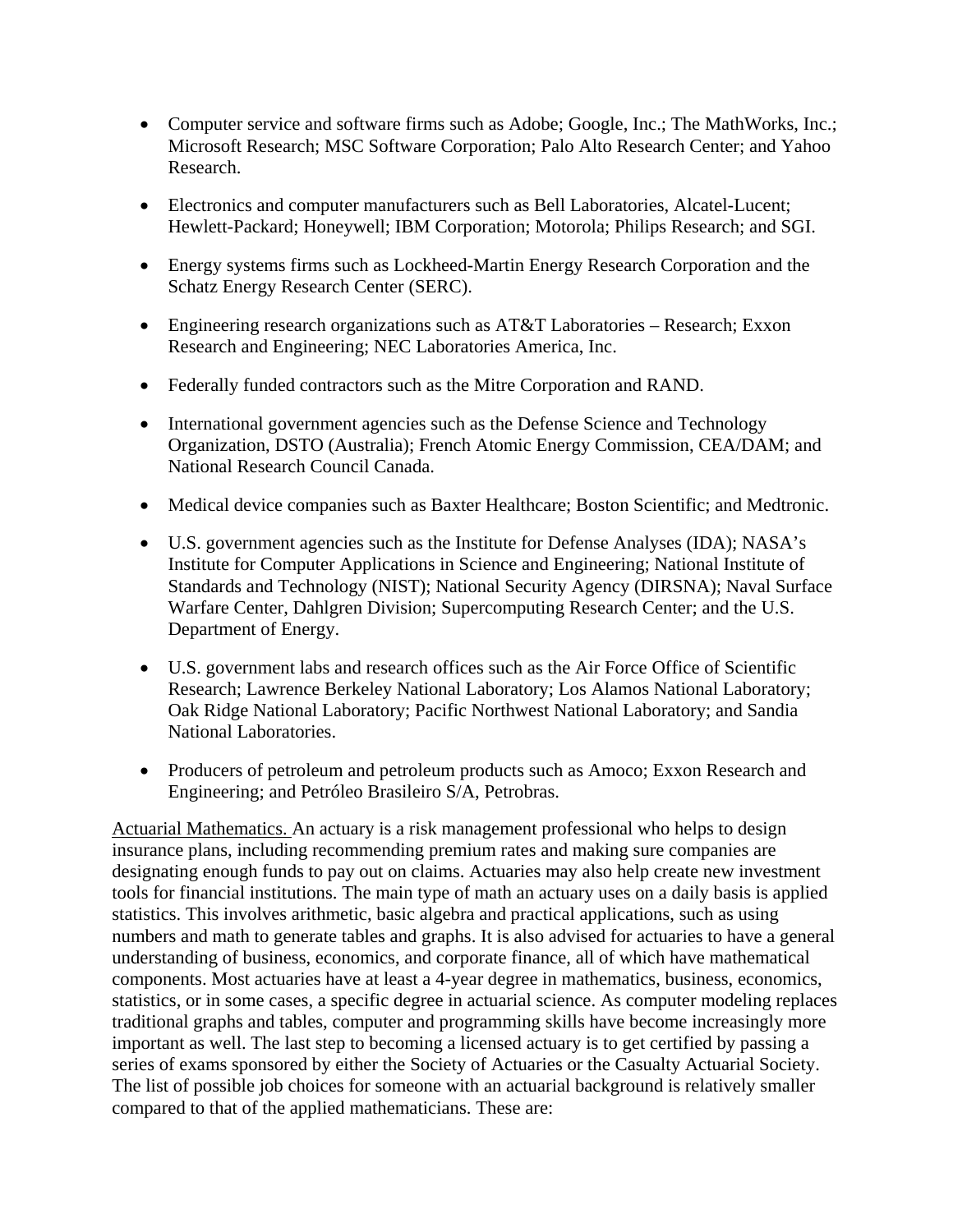- Computer service and software firms such as Adobe; Google, Inc.; The MathWorks, Inc.; Microsoft Research; MSC Software Corporation; Palo Alto Research Center; and Yahoo Research.
- Electronics and computer manufacturers such as Bell Laboratories, Alcatel-Lucent; Hewlett-Packard; Honeywell; IBM Corporation; Motorola; Philips Research; and SGI.
- Energy systems firms such as Lockheed-Martin Energy Research Corporation and the Schatz Energy Research Center (SERC).
- Engineering research organizations such as AT&T Laboratories – Research; Exxon Research and Engineering; NEC Laboratories America, Inc.
- Federally funded contractors such as the Mitre Corporation and RAND.
- International government agencies such as the Defense Science and Technology Organization, DSTO (Australia); French Atomic Energy Commission, CEA/DAM; and National Research Council Canada.
- Medical device companies such as Baxter Healthcare; Boston Scientific; and Medtronic.
- U.S. government agencies such as the Institute for Defense Analyses (IDA); NASA's Institute for Computer Applications in Science and Engineering; National Institute of Standards and Technology (NIST); National Security Agency (DIRSNA); Naval Surface Warfare Center, Dahlgren Division; Supercomputing Research Center; and the U.S. Department of Energy.
- U.S. government labs and research offices such as the Air Force Office of Scientific Research; Lawrence Berkeley National Laboratory; Los Alamos National Laboratory; Oak Ridge National Laboratory; Pacific Northwest National Laboratory; and Sandia National Laboratories.
- Producers of petroleum and petroleum products such as Amoco; Exxon Research and Engineering; and Petróleo Brasileiro S/A, Petrobras.

<u>Actuarial Mathematics.</u> An actuary is a risk management professional who helps to design insurance plans, including recommending premium rates and making sure companies are designating enough funds to pay out on claims. Actuaries may also help create new investment tools for financial institutions. The main type of math an actuary uses on a daily basis is applied statistics. This involves arithmetic, basic algebra and practical applications, such as using numbers and math to generate tables and graphs. It is also advised for actuaries to have a general understanding of business, economics, and corporate finance, all of which have mathematical components. Most actuaries have at least a 4-year degree in mathematics, business, economics, statistics, or in some cases, a specific degree in actuarial science. As computer modeling replaces traditional graphs and tables, computer and programming skills have become increasingly more important as well. The last step to becoming a licensed actuary is to get certified by passing a series of exams sponsored by either the Society of Actuaries or the Casualty Actuarial Society. The list of possible job choices for someone with an actuarial background is relatively smaller compared to that of the applied mathematicians. These are: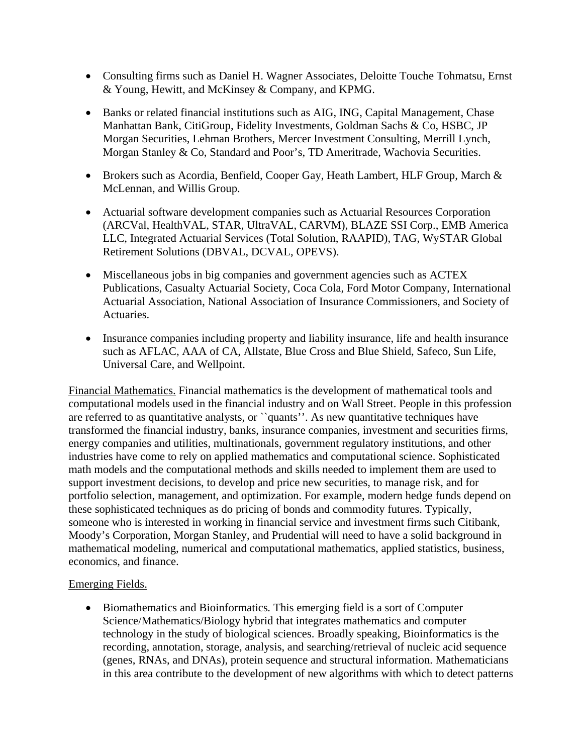- Consulting firms such as Daniel H. Wagner Associates, Deloitte Touche Tohmatsu, Ernst & Young, Hewitt, and McKinsey & Company, and KPMG.

- Banks or related financial institutions such as AIG, ING, Capital Management, Chase Manhattan Bank, CitiGroup, Fidelity Investments, Goldman Sachs & Co, HSBC, JP Morgan Securities, Lehman Brothers, Mercer Investment Consulting, Merrill Lynch, Morgan Stanley & Co, Standard and Poor's, TD Ameritrade, Wachovia Securities.

- Brokers such as Acordia, Benfield, Cooper Gay, Heath Lambert, HLF Group, March & McLennan, and Willis Group.

- Actuarial software development companies such as Actuarial Resources Corporation (ARCVal, HealthVAL, STAR, UltraVAL, CARVM), BLAZE SSI Corp., EMB America LLC, Integrated Actuarial Services (Total Solution, RAAPID), TAG, WySTAR Global Retirement Solutions (DBVAL, DCVAL, OPEVS).

- Miscellaneous jobs in big companies and government agencies such as ACTEX Publications, Casualty Actuarial Society, Coca Cola, Ford Motor Company, International Actuarial Association, National Association of Insurance Commissioners, and Society of Actuaries.

- Insurance companies including property and liability insurance, life and health insurance such as AFLAC, AAA of CA, Allstate, Blue Cross and Blue Shield, Safeco, Sun Life, Universal Care, and Wellpoint.

<u>Financial Mathematics.</u> Financial mathematics is the development of mathematical tools and computational models used in the financial industry and on Wall Street. People in this profession are referred to as quantitative analysts, or ``quants''. As new quantitative techniques have transformed the financial industry, banks, insurance companies, investment and securities firms, energy companies and utilities, multinationals, government regulatory institutions, and other industries have come to rely on applied mathematics and computational science. Sophisticated math models and the computational methods and skills needed to implement them are used to support investment decisions, to develop and price new securities, to manage risk, and for portfolio selection, management, and optimization. For example, modern hedge funds depend on these sophisticated techniques as do pricing of bonds and commodity futures. Typically, someone who is interested in working in financial service and investment firms such Citibank, Moody's Corporation, Morgan Stanley, and Prudential will need to have a solid background in mathematical modeling, numerical and computational mathematics, applied statistics, business, economics, and finance.

<u>Emerging Fields.</u>

- <u>Biomathematics and Bioinformatics.</u> This emerging field is a sort of Computer Science/Mathematics/Biology hybrid that integrates mathematics and computer technology in the study of biological sciences. Broadly speaking, Bioinformatics is the recording, annotation, storage, analysis, and searching/retrieval of nucleic acid sequence (genes, RNAs, and DNAs), protein sequence and structural information. Mathematicians in this area contribute to the development of new algorithms with which to detect patterns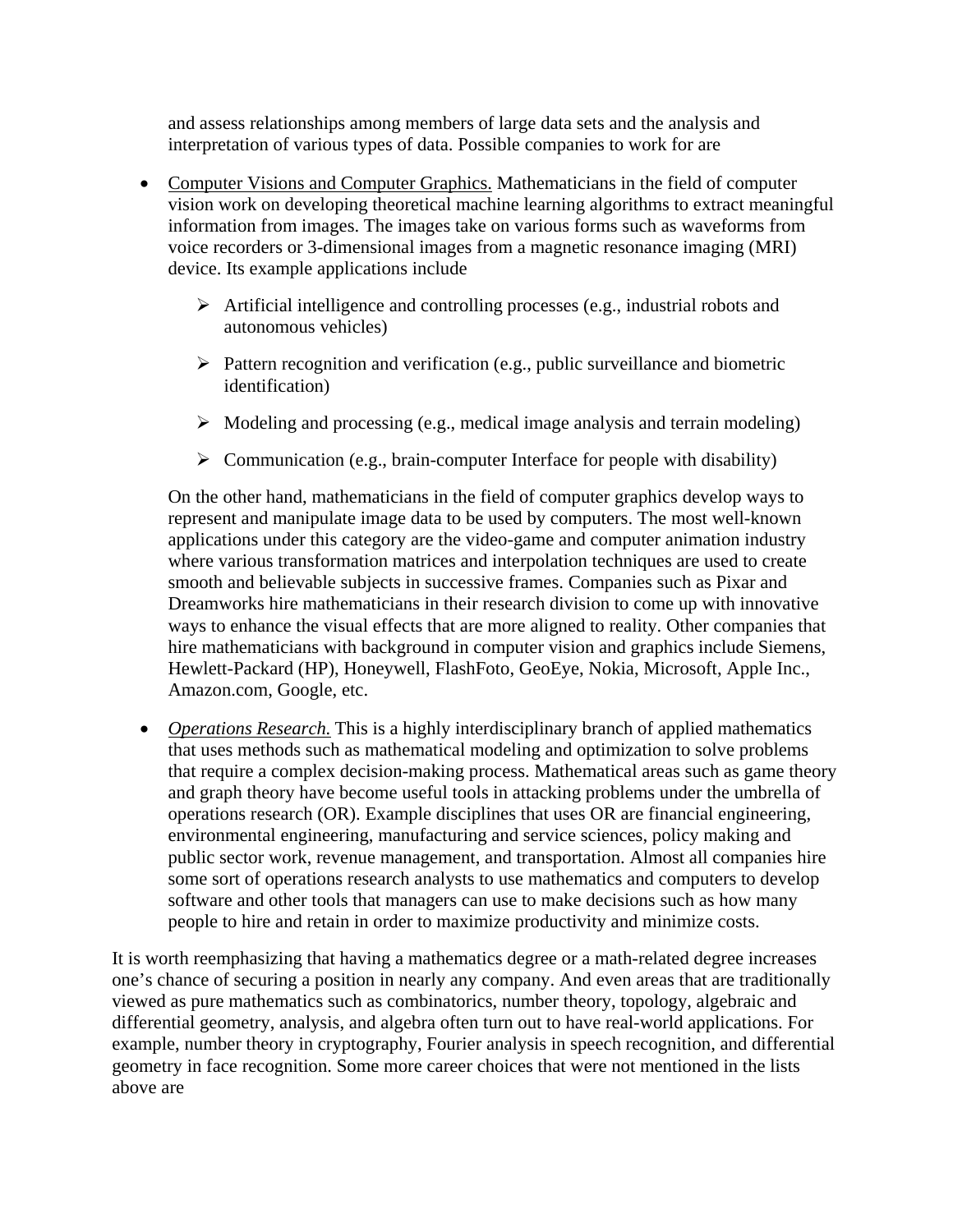and assess relationships among members of large data sets and the analysis and interpretation of various types of data. Possible companies to work for are

- Computer Visions and Computer Graphics. Mathematicians in the field of computer vision work on developing theoretical machine learning algorithms to extract meaningful information from images. The images take on various forms such as waveforms from voice recorders or 3-dimensional images from a magnetic resonance imaging (MRI) device. Its example applications include

    - Artificial intelligence and controlling processes (e.g., industrial robots and autonomous vehicles)
    - Pattern recognition and verification (e.g., public surveillance and biometric identification)
    - Modeling and processing (e.g., medical image analysis and terrain modeling)
    - Communication (e.g., brain-computer Interface for people with disability)

    On the other hand, mathematicians in the field of computer graphics develop ways to represent and manipulate image data to be used by computers. The most well-known applications under this category are the video-game and computer animation industry where various transformation matrices and interpolation techniques are used to create smooth and believable subjects in successive frames. Companies such as Pixar and Dreamworks hire mathematicians in their research division to come up with innovative ways to enhance the visual effects that are more aligned to reality. Other companies that hire mathematicians with background in computer vision and graphics include Siemens, Hewlett-Packard (HP), Honeywell, FlashFoto, GeoEye, Nokia, Microsoft, Apple Inc., Amazon.com, Google, etc.

- *Operations Research.* This is a highly interdisciplinary branch of applied mathematics that uses methods such as mathematical modeling and optimization to solve problems that require a complex decision-making process. Mathematical areas such as game theory and graph theory have become useful tools in attacking problems under the umbrella of operations research (OR). Example disciplines that uses OR are financial engineering, environmental engineering, manufacturing and service sciences, policy making and public sector work, revenue management, and transportation. Almost all companies hire some sort of operations research analysts to use mathematics and computers to develop software and other tools that managers can use to make decisions such as how many people to hire and retain in order to maximize productivity and minimize costs.

It is worth reemphasizing that having a mathematics degree or a math-related degree increases one's chance of securing a position in nearly any company. And even areas that are traditionally viewed as pure mathematics such as combinatorics, number theory, topology, algebraic and differential geometry, analysis, and algebra often turn out to have real-world applications. For example, number theory in cryptography, Fourier analysis in speech recognition, and differential geometry in face recognition. Some more career choices that were not mentioned in the lists above are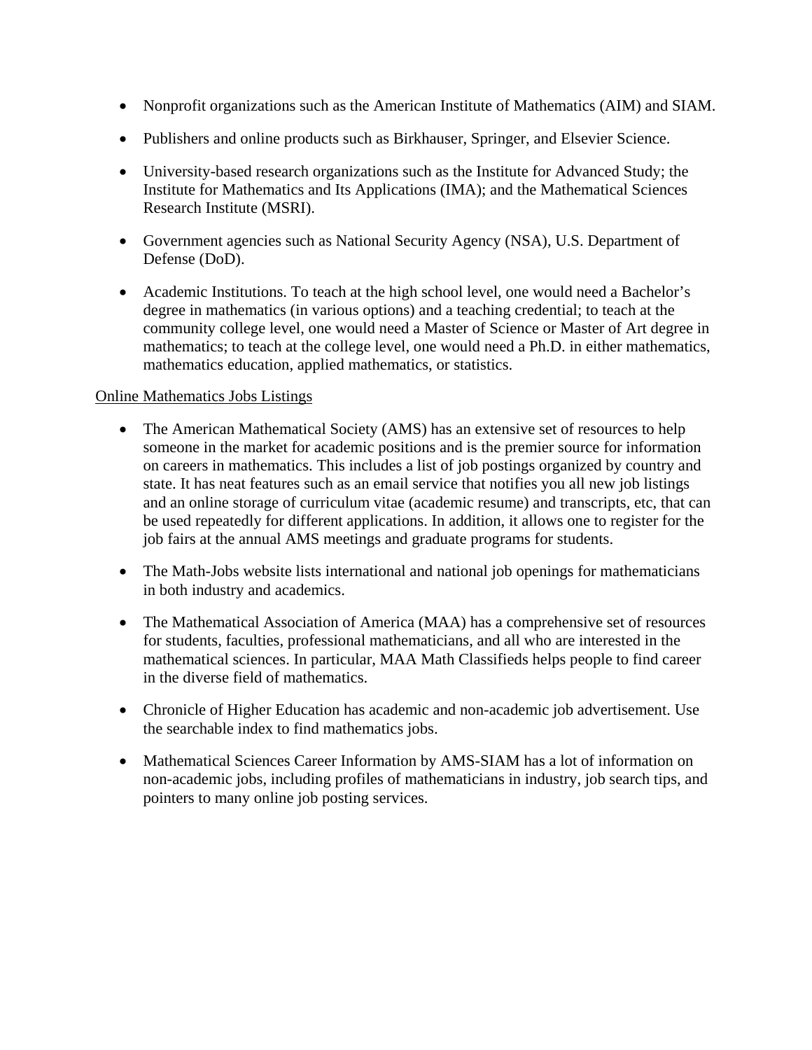- Nonprofit organizations such as the American Institute of Mathematics (AIM) and SIAM.
- Publishers and online products such as Birkhauser, Springer, and Elsevier Science.
- University-based research organizations such as the Institute for Advanced Study; the Institute for Mathematics and Its Applications (IMA); and the Mathematical Sciences Research Institute (MSRI).
- Government agencies such as National Security Agency (NSA), U.S. Department of Defense (DoD).
- Academic Institutions. To teach at the high school level, one would need a Bachelor's degree in mathematics (in various options) and a teaching credential; to teach at the community college level, one would need a Master of Science or Master of Art degree in mathematics; to teach at the college level, one would need a Ph.D. in either mathematics, mathematics education, applied mathematics, or statistics.

<u>Online Mathematics Jobs Listings</u>

- The American Mathematical Society (AMS) has an extensive set of resources to help someone in the market for academic positions and is the premier source for information on careers in mathematics. This includes a list of job postings organized by country and state. It has neat features such as an email service that notifies you all new job listings and an online storage of curriculum vitae (academic resume) and transcripts, etc, that can be used repeatedly for different applications. In addition, it allows one to register for the job fairs at the annual AMS meetings and graduate programs for students.
- The Math-Jobs website lists international and national job openings for mathematicians in both industry and academics.
- The Mathematical Association of America (MAA) has a comprehensive set of resources for students, faculties, professional mathematicians, and all who are interested in the mathematical sciences. In particular, MAA Math Classifieds helps people to find career in the diverse field of mathematics.
- Chronicle of Higher Education has academic and non-academic job advertisement. Use the searchable index to find mathematics jobs.
- Mathematical Sciences Career Information by AMS-SIAM has a lot of information on non-academic jobs, including profiles of mathematicians in industry, job search tips, and pointers to many online job posting services.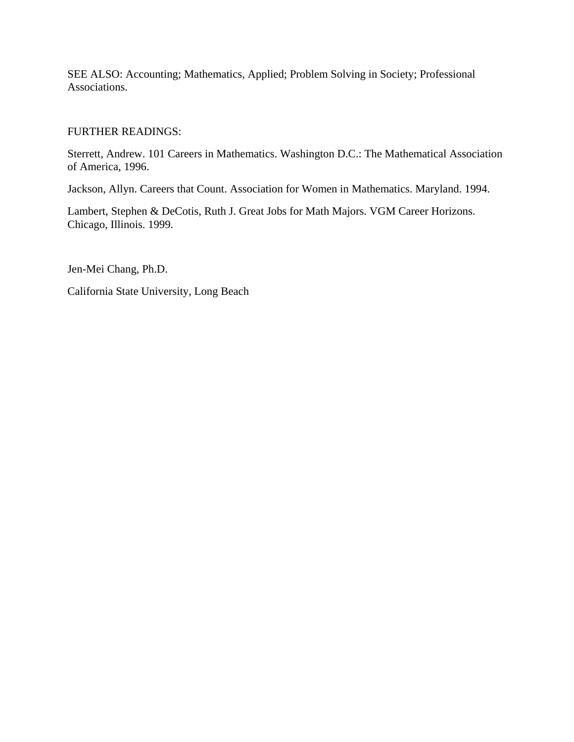SEE ALSO: Accounting; Mathematics, Applied; Problem Solving in Society; Professional Associations.

FURTHER READINGS:

Sterrett, Andrew. 101 Careers in Mathematics. Washington D.C.: The Mathematical Association of America, 1996.

Jackson, Allyn. Careers that Count. Association for Women in Mathematics. Maryland. 1994.

Lambert, Stephen & DeCotis, Ruth J. Great Jobs for Math Majors. VGM Career Horizons. Chicago, Illinois. 1999.

Jen-Mei Chang, Ph.D.

California State University, Long Beach